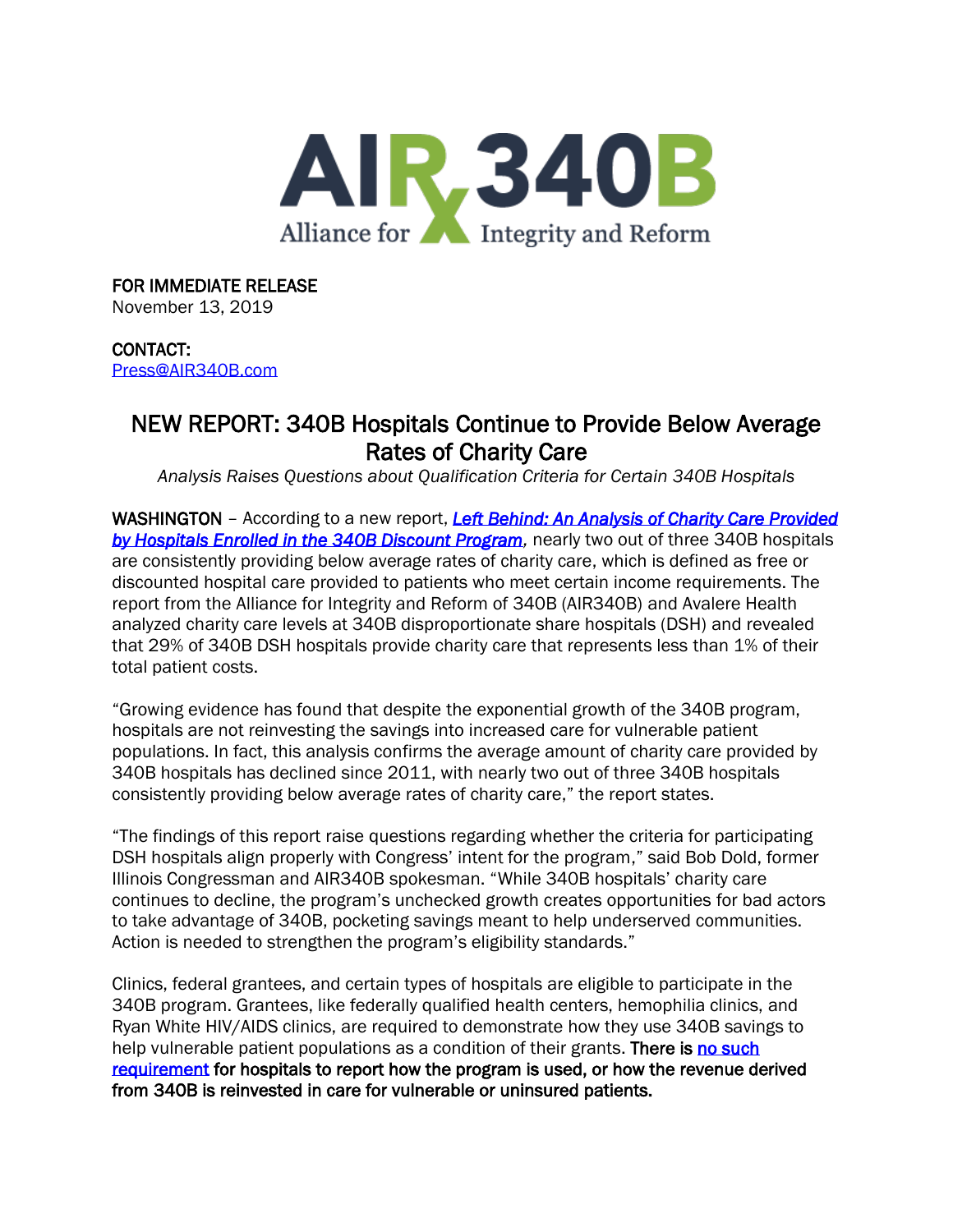AIRx340B
Alliance for Integrity and Reform

FOR IMMEDIATE RELEASE
November 13, 2019

CONTACT:
Press@AIR340B.com

# NEW REPORT: 340B Hospitals Continue to Provide Below Average Rates of Charity Care

*Analysis Raises Questions about Qualification Criteria for Certain 340B Hospitals*

**WASHINGTON** – According to a new report, ***Left Behind: An Analysis of Charity Care Provided by Hospitals Enrolled in the 340B Discount Program***, nearly two out of three 340B hospitals are consistently providing below average rates of charity care, which is defined as free or discounted hospital care provided to patients who meet certain income requirements. The report from the Alliance for Integrity and Reform of 340B (AIR340B) and Avalere Health analyzed charity care levels at 340B disproportionate share hospitals (DSH) and revealed that 29% of 340B DSH hospitals provide charity care that represents less than 1% of their total patient costs.

"Growing evidence has found that despite the exponential growth of the 340B program, hospitals are not reinvesting the savings into increased care for vulnerable patient populations. In fact, this analysis confirms the average amount of charity care provided by 340B hospitals has declined since 2011, with nearly two out of three 340B hospitals consistently providing below average rates of charity care," the report states.

"The findings of this report raise questions regarding whether the criteria for participating DSH hospitals align properly with Congress' intent for the program," said Bob Dold, former Illinois Congressman and AIR340B spokesman. "While 340B hospitals' charity care continues to decline, the program's unchecked growth creates opportunities for bad actors to take advantage of 340B, pocketing savings meant to help underserved communities. Action is needed to strengthen the program's eligibility standards."

Clinics, federal grantees, and certain types of hospitals are eligible to participate in the 340B program. Grantees, like federally qualified health centers, hemophilia clinics, and Ryan White HIV/AIDS clinics, are required to demonstrate how they use 340B savings to help vulnerable patient populations as a condition of their grants. **There is no such requirement for hospitals to report how the program is used, or how the revenue derived from 340B is reinvested in care for vulnerable or uninsured patients.**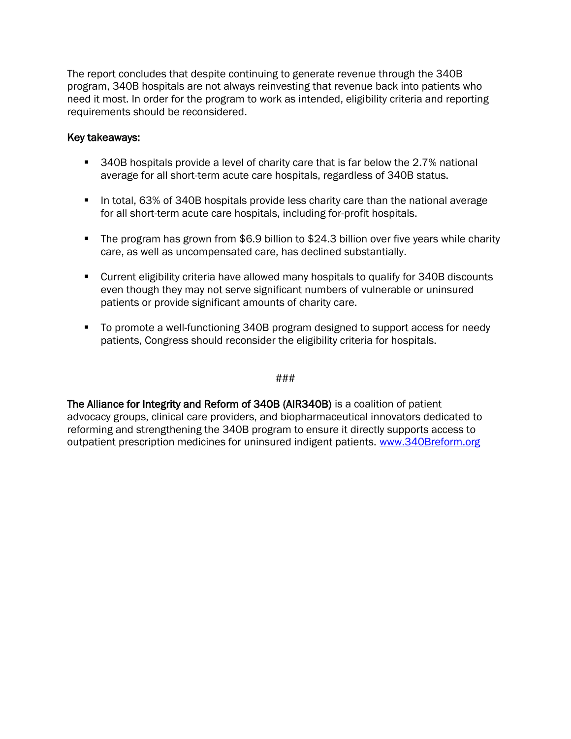The report concludes that despite continuing to generate revenue through the 340B program, 340B hospitals are not always reinvesting that revenue back into patients who need it most. In order for the program to work as intended, eligibility criteria and reporting requirements should be reconsidered.

**Key takeaways:**

- 340B hospitals provide a level of charity care that is far below the 2.7% national average for all short-term acute care hospitals, regardless of 340B status.
- In total, 63% of 340B hospitals provide less charity care than the national average for all short-term acute care hospitals, including for-profit hospitals.
- The program has grown from $6.9 billion to $24.3 billion over five years while charity care, as well as uncompensated care, has declined substantially.
- Current eligibility criteria have allowed many hospitals to qualify for 340B discounts even though they may not serve significant numbers of vulnerable or uninsured patients or provide significant amounts of charity care.
- To promote a well-functioning 340B program designed to support access for needy patients, Congress should reconsider the eligibility criteria for hospitals.

###

**The Alliance for Integrity and Reform of 340B (AIR340B)** is a coalition of patient advocacy groups, clinical care providers, and biopharmaceutical innovators dedicated to reforming and strengthening the 340B program to ensure it directly supports access to outpatient prescription medicines for uninsured indigent patients. [www.340Breform.org](http://www.340Breform.org)